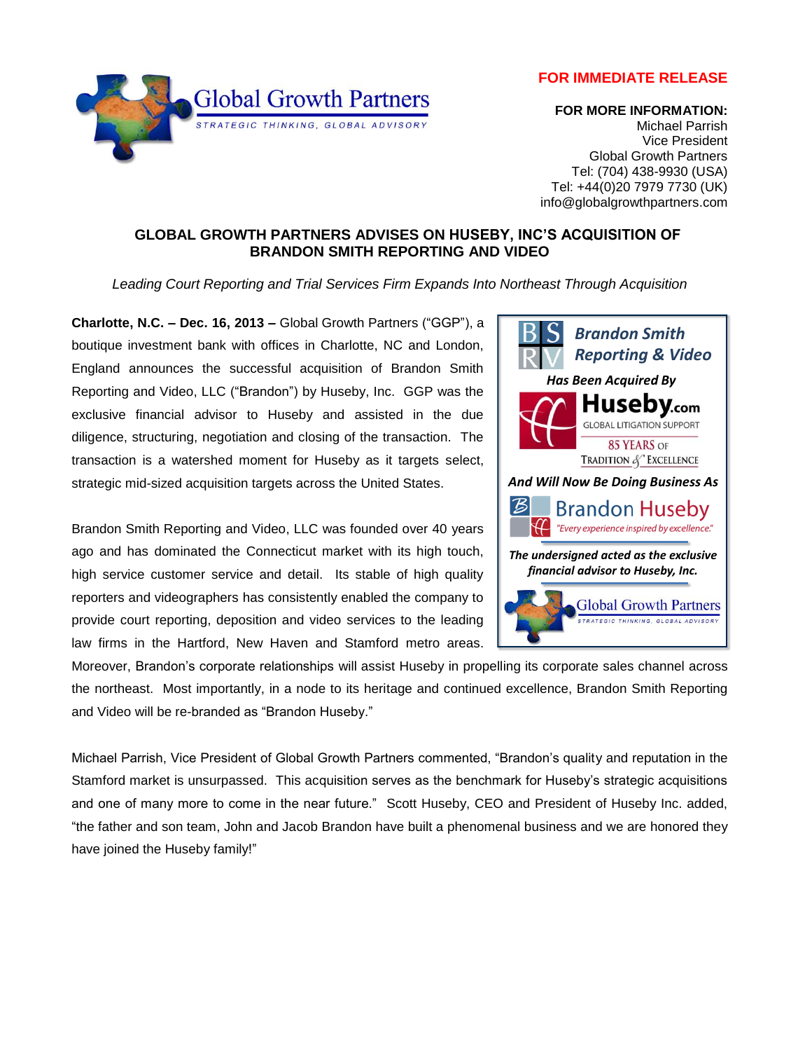Global Growth Partners
STRATEGIC THINKING, GLOBAL ADVISORY

**FOR IMMEDIATE RELEASE**

**FOR MORE INFORMATION:**
Michael Parrish
Vice President
Global Growth Partners
Tel: (704) 438-9930 (USA)
Tel: +44(0)20 7979 7730 (UK)
info@globalgrowthpartners.com

## GLOBAL GROWTH PARTNERS ADVISES ON HUSEBY, INC'S ACQUISITION OF BRANDON SMITH REPORTING AND VIDEO

*Leading Court Reporting and Trial Services Firm Expands Into Northeast Through Acquisition*

**Charlotte, N.C. – Dec. 16, 2013 –** Global Growth Partners ("GGP"), a boutique investment bank with offices in Charlotte, NC and London, England announces the successful acquisition of Brandon Smith Reporting and Video, LLC ("Brandon") by Huseby, Inc. GGP was the exclusive financial advisor to Huseby and assisted in the due diligence, structuring, negotiation and closing of the transaction. The transaction is a watershed moment for Huseby as it targets select, strategic mid-sized acquisition targets across the United States.

Brandon Smith Reporting and Video, LLC was founded over 40 years ago and has dominated the Connecticut market with its high touch, high service customer service and detail. Its stable of high quality reporters and videographers has consistently enabled the company to provide court reporting, deposition and video services to the leading law firms in the Hartford, New Haven and Stamford metro areas. Moreover, Brandon's corporate relationships will assist Huseby in propelling its corporate sales channel across the northeast. Most importantly, in a node to its heritage and continued excellence, Brandon Smith Reporting and Video will be re-branded as "Brandon Huseby."

Michael Parrish, Vice President of Global Growth Partners commented, "Brandon's quality and reputation in the Stamford market is unsurpassed. This acquisition serves as the benchmark for Huseby's strategic acquisitions and one of many more to come in the near future." Scott Huseby, CEO and President of Huseby Inc. added, "the father and son team, John and Jacob Brandon have built a phenomenal business and we are honored they have joined the Huseby family!"

---

**BSRV** *Brandon Smith Reporting & Video*

***Has Been Acquired By***

**Huseby.com**
GLOBAL LITIGATION SUPPORT
85 YEARS OF TRADITION & EXCELLENCE

***And Will Now Be Doing Business As***

**Brandon Huseby**
*"Every experience inspired by excellence."*

***The undersigned acted as the exclusive financial advisor to Huseby, Inc.***

Global Growth Partners
STRATEGIC THINKING, GLOBAL ADVISORY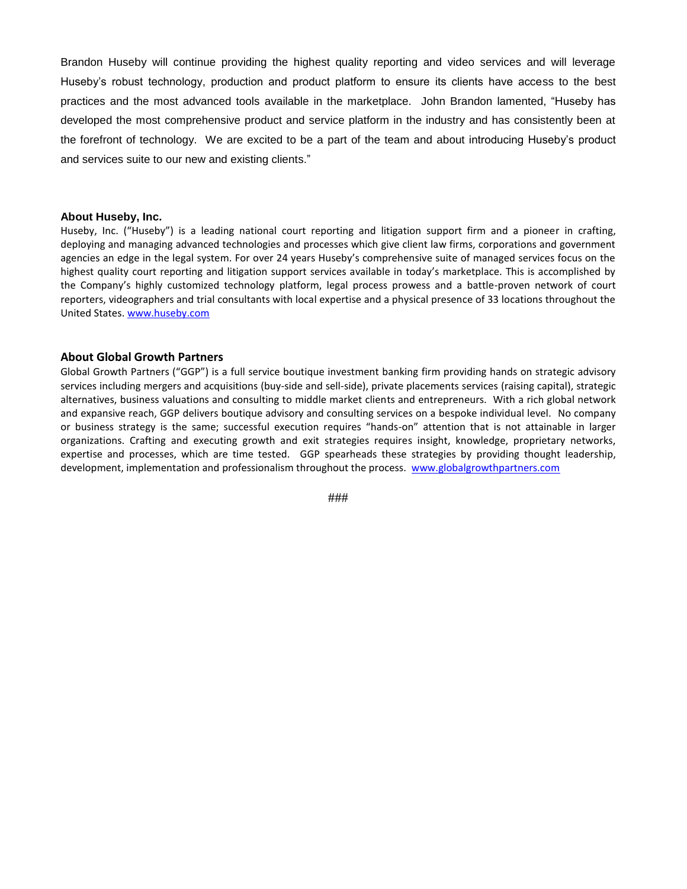Brandon Huseby will continue providing the highest quality reporting and video services and will leverage Huseby's robust technology, production and product platform to ensure its clients have access to the best practices and the most advanced tools available in the marketplace. John Brandon lamented, "Huseby has developed the most comprehensive product and service platform in the industry and has consistently been at the forefront of technology. We are excited to be a part of the team and about introducing Huseby's product and services suite to our new and existing clients."

**About Huseby, Inc.**

Huseby, Inc. ("Huseby") is a leading national court reporting and litigation support firm and a pioneer in crafting, deploying and managing advanced technologies and processes which give client law firms, corporations and government agencies an edge in the legal system. For over 24 years Huseby's comprehensive suite of managed services focus on the highest quality court reporting and litigation support services available in today's marketplace. This is accomplished by the Company's highly customized technology platform, legal process prowess and a battle-proven network of court reporters, videographers and trial consultants with local expertise and a physical presence of 33 locations throughout the United States. www.huseby.com

**About Global Growth Partners**

Global Growth Partners ("GGP") is a full service boutique investment banking firm providing hands on strategic advisory services including mergers and acquisitions (buy-side and sell-side), private placements services (raising capital), strategic alternatives, business valuations and consulting to middle market clients and entrepreneurs. With a rich global network and expansive reach, GGP delivers boutique advisory and consulting services on a bespoke individual level. No company or business strategy is the same; successful execution requires "hands-on" attention that is not attainable in larger organizations. Crafting and executing growth and exit strategies requires insight, knowledge, proprietary networks, expertise and processes, which are time tested. GGP spearheads these strategies by providing thought leadership, development, implementation and professionalism throughout the process. www.globalgrowthpartners.com

###